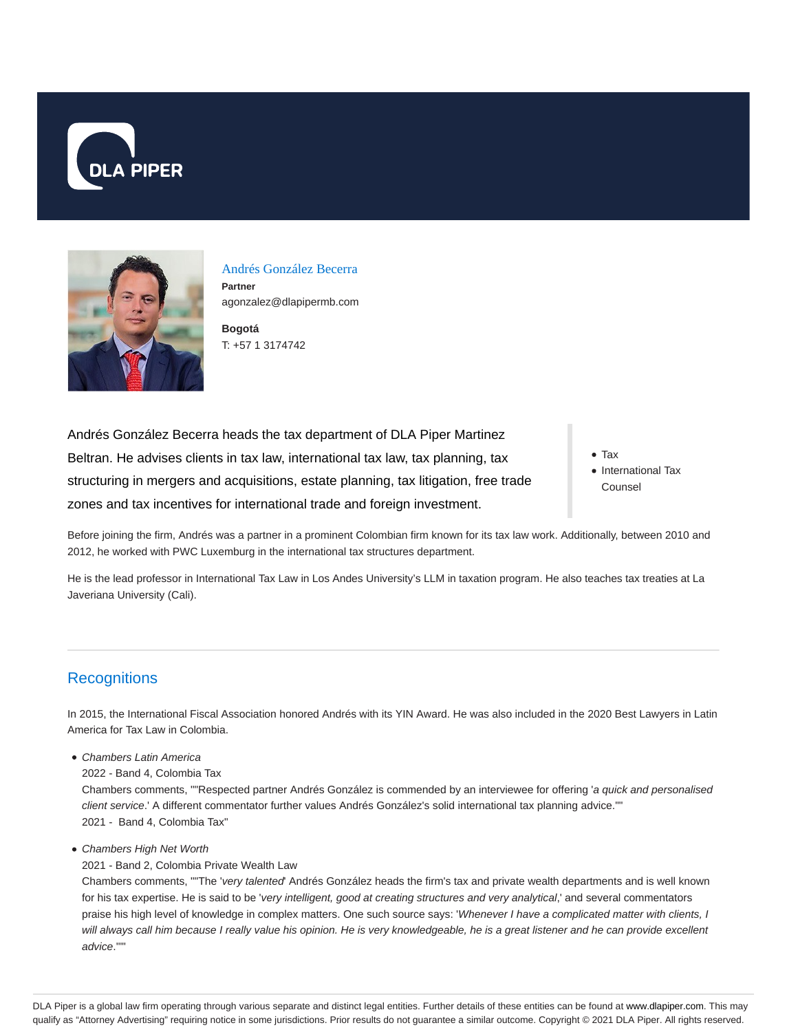DLA PIPER

## Andrés González Becerra

**Partner**
agonzalez@dlapipermb.com

**Bogotá**
T: +57 1 3174742

Andrés González Becerra heads the tax department of DLA Piper Martinez Beltran. He advises clients in tax law, international tax law, tax planning, tax structuring in mergers and acquisitions, estate planning, tax litigation, free trade zones and tax incentives for international trade and foreign investment.

- Tax
- International Tax Counsel

Before joining the firm, Andrés was a partner in a prominent Colombian firm known for its tax law work. Additionally, between 2010 and 2012, he worked with PWC Luxemburg in the international tax structures department.

He is the lead professor in International Tax Law in Los Andes University's LLM in taxation program. He also teaches tax treaties at La Javeriana University (Cali).

## Recognitions

In 2015, the International Fiscal Association honored Andrés with its YIN Award. He was also included in the 2020 Best Lawyers in Latin America for Tax Law in Colombia.

- *Chambers Latin America*
  2022 - Band 4, Colombia Tax
  Chambers comments, ""Respected partner Andrés González is commended by an interviewee for offering '*a quick and personalised client service*.' A different commentator further values Andrés González's solid international tax planning advice.""
  2021 - Band 4, Colombia Tax"
- *Chambers High Net Worth*
  2021 - Band 2, Colombia Private Wealth Law
  Chambers comments, ""The '*very talented*' Andrés González heads the firm's tax and private wealth departments and is well known for his tax expertise. He is said to be '*very intelligent, good at creating structures and very analytical*,' and several commentators praise his high level of knowledge in complex matters. One such source says: '*Whenever I have a complicated matter with clients, I will always call him because I really value his opinion. He is very knowledgeable, he is a great listener and he can provide excellent advice*.'""

DLA Piper is a global law firm operating through various separate and distinct legal entities. Further details of these entities can be found at www.dlapiper.com. This may qualify as "Attorney Advertising" requiring notice in some jurisdictions. Prior results do not guarantee a similar outcome. Copyright © 2021 DLA Piper. All rights reserved.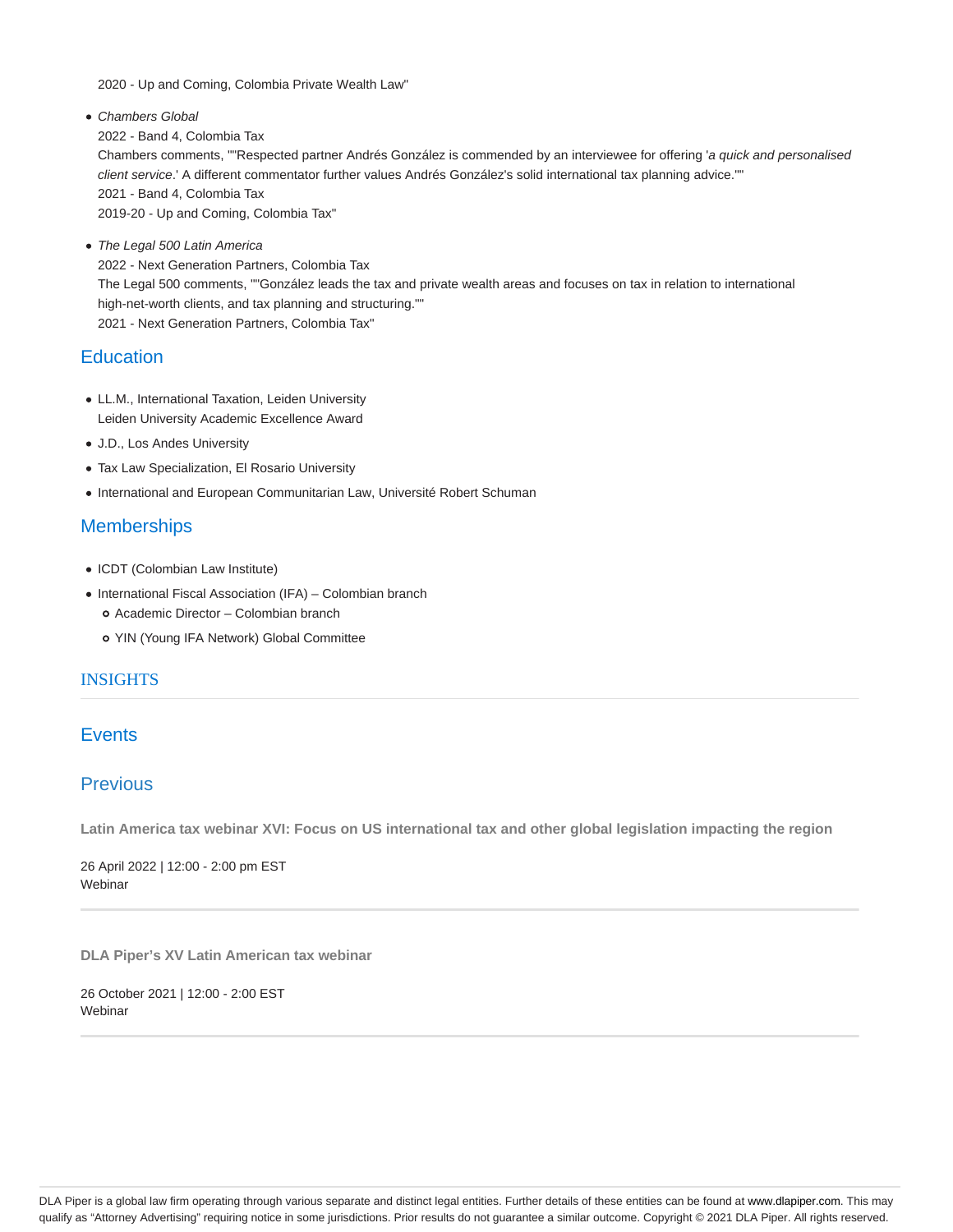2020 - Up and Coming, Colombia Private Wealth Law"

- *Chambers Global*
  2022 - Band 4, Colombia Tax
  Chambers comments, ""Respected partner Andrés González is commended by an interviewee for offering '*a quick and personalised client service*.' A different commentator further values Andrés González's solid international tax planning advice.""
  2021 - Band 4, Colombia Tax
  2019-20 - Up and Coming, Colombia Tax"
- *The Legal 500 Latin America*
  2022 - Next Generation Partners, Colombia Tax
  The Legal 500 comments, ""González leads the tax and private wealth areas and focuses on tax in relation to international high-net-worth clients, and tax planning and structuring.""
  2021 - Next Generation Partners, Colombia Tax"

## Education

- LL.M., International Taxation, Leiden University
  Leiden University Academic Excellence Award
- J.D., Los Andes University
- Tax Law Specialization, El Rosario University
- International and European Communitarian Law, Université Robert Schuman

## Memberships

- ICDT (Colombian Law Institute)
- International Fiscal Association (IFA) – Colombian branch
  - Academic Director – Colombian branch
  - YIN (Young IFA Network) Global Committee

## INSIGHTS

## Events

## Previous

**Latin America tax webinar XVI: Focus on US international tax and other global legislation impacting the region**

26 April 2022 | 12:00 - 2:00 pm EST
Webinar

**DLA Piper's XV Latin American tax webinar**

26 October 2021 | 12:00 - 2:00 EST
Webinar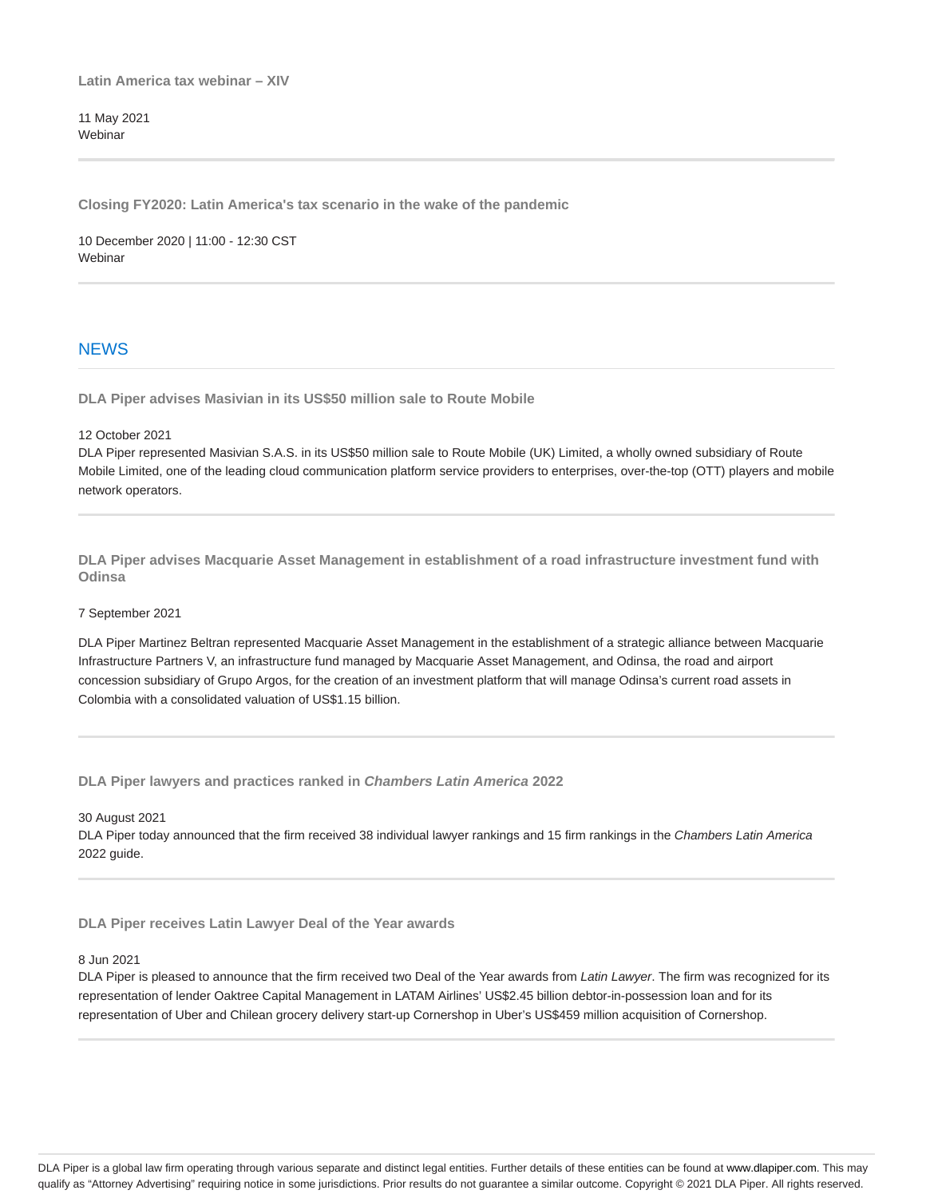**Latin America tax webinar – XIV**

11 May 2021
Webinar

**Closing FY2020: Latin America's tax scenario in the wake of the pandemic**

10 December 2020 | 11:00 - 12:30 CST
Webinar

## NEWS

**DLA Piper advises Masivian in its US$50 million sale to Route Mobile**

12 October 2021
DLA Piper represented Masivian S.A.S. in its US$50 million sale to Route Mobile (UK) Limited, a wholly owned subsidiary of Route Mobile Limited, one of the leading cloud communication platform service providers to enterprises, over-the-top (OTT) players and mobile network operators.

**DLA Piper advises Macquarie Asset Management in establishment of a road infrastructure investment fund with Odinsa**

7 September 2021

DLA Piper Martinez Beltran represented Macquarie Asset Management in the establishment of a strategic alliance between Macquarie Infrastructure Partners V, an infrastructure fund managed by Macquarie Asset Management, and Odinsa, the road and airport concession subsidiary of Grupo Argos, for the creation of an investment platform that will manage Odinsa's current road assets in Colombia with a consolidated valuation of US$1.15 billion.

**DLA Piper lawyers and practices ranked in *Chambers Latin America* 2022**

30 August 2021
DLA Piper today announced that the firm received 38 individual lawyer rankings and 15 firm rankings in the *Chambers Latin America* 2022 guide.

**DLA Piper receives Latin Lawyer Deal of the Year awards**

8 Jun 2021
DLA Piper is pleased to announce that the firm received two Deal of the Year awards from *Latin Lawyer*. The firm was recognized for its representation of lender Oaktree Capital Management in LATAM Airlines' US$2.45 billion debtor-in-possession loan and for its representation of Uber and Chilean grocery delivery start-up Cornershop in Uber's US$459 million acquisition of Cornershop.

DLA Piper is a global law firm operating through various separate and distinct legal entities. Further details of these entities can be found at www.dlapiper.com. This may qualify as "Attorney Advertising" requiring notice in some jurisdictions. Prior results do not guarantee a similar outcome. Copyright © 2021 DLA Piper. All rights reserved.